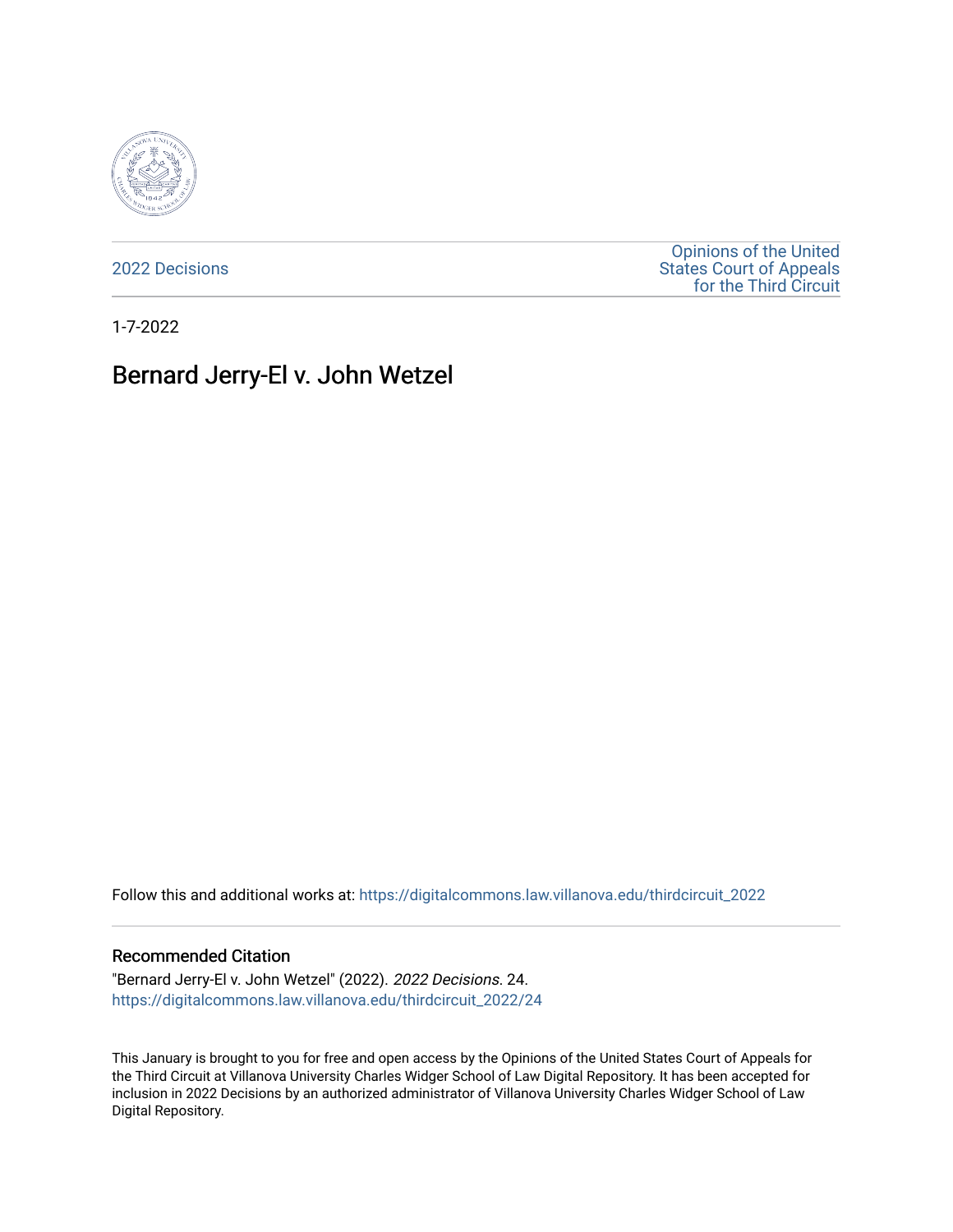2022 Decisions

Opinions of the United States Court of Appeals for the Third Circuit

1-7-2022

# Bernard Jerry-El v. John Wetzel

Follow this and additional works at: https://digitalcommons.law.villanova.edu/thirdcircuit_2022

## Recommended Citation

"Bernard Jerry-El v. John Wetzel" (2022). *2022 Decisions*. 24.
https://digitalcommons.law.villanova.edu/thirdcircuit_2022/24

This January is brought to you for free and open access by the Opinions of the United States Court of Appeals for the Third Circuit at Villanova University Charles Widger School of Law Digital Repository. It has been accepted for inclusion in 2022 Decisions by an authorized administrator of Villanova University Charles Widger School of Law Digital Repository.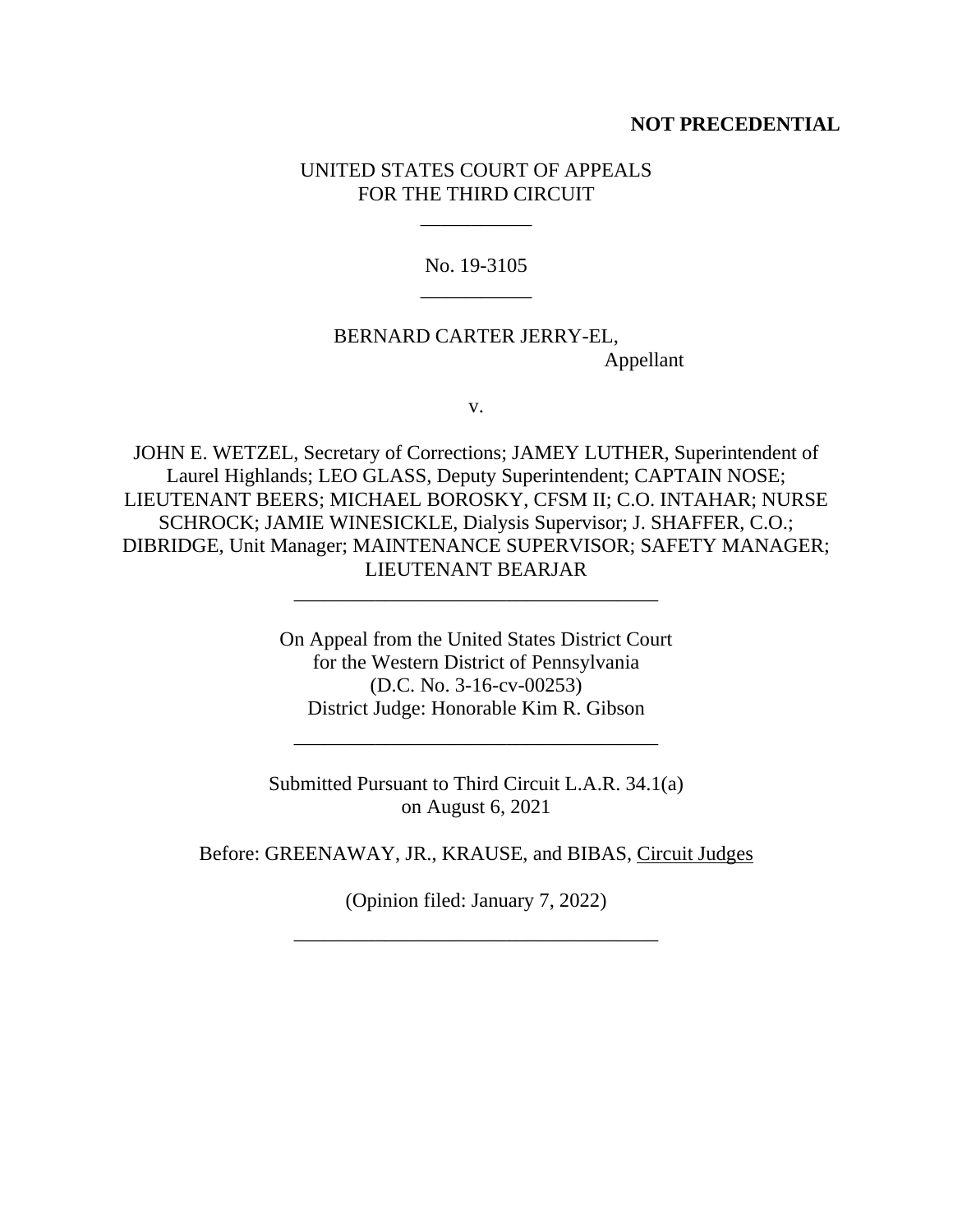**NOT PRECEDENTIAL**

UNITED STATES COURT OF APPEALS
FOR THE THIRD CIRCUIT

\_\_\_\_\_\_\_\_\_\_\_

No. 19-3105

\_\_\_\_\_\_\_\_\_\_\_

BERNARD CARTER JERRY-EL,
Appellant

v.

JOHN E. WETZEL, Secretary of Corrections; JAMEY LUTHER, Superintendent of Laurel Highlands; LEO GLASS, Deputy Superintendent; CAPTAIN NOSE; LIEUTENANT BEERS; MICHAEL BOROSKY, CFSM II; C.O. INTAHAR; NURSE SCHROCK; JAMIE WINESICKLE, Dialysis Supervisor; J. SHAFFER, C.O.; DIBRIDGE, Unit Manager; MAINTENANCE SUPERVISOR; SAFETY MANAGER; LIEUTENANT BEARJAR

\_\_\_\_\_\_\_\_\_\_\_\_\_\_\_\_\_\_\_\_\_\_\_\_\_\_\_\_\_\_\_\_\_\_\_\_

On Appeal from the United States District Court
for the Western District of Pennsylvania
(D.C. No. 3-16-cv-00253)
District Judge: Honorable Kim R. Gibson

\_\_\_\_\_\_\_\_\_\_\_\_\_\_\_\_\_\_\_\_\_\_\_\_\_\_\_\_\_\_\_\_\_\_\_\_

Submitted Pursuant to Third Circuit L.A.R. 34.1(a)
on August 6, 2021

Before: GREENAWAY, JR., KRAUSE, and BIBAS, Circuit Judges

(Opinion filed: January 7, 2022)

\_\_\_\_\_\_\_\_\_\_\_\_\_\_\_\_\_\_\_\_\_\_\_\_\_\_\_\_\_\_\_\_\_\_\_\_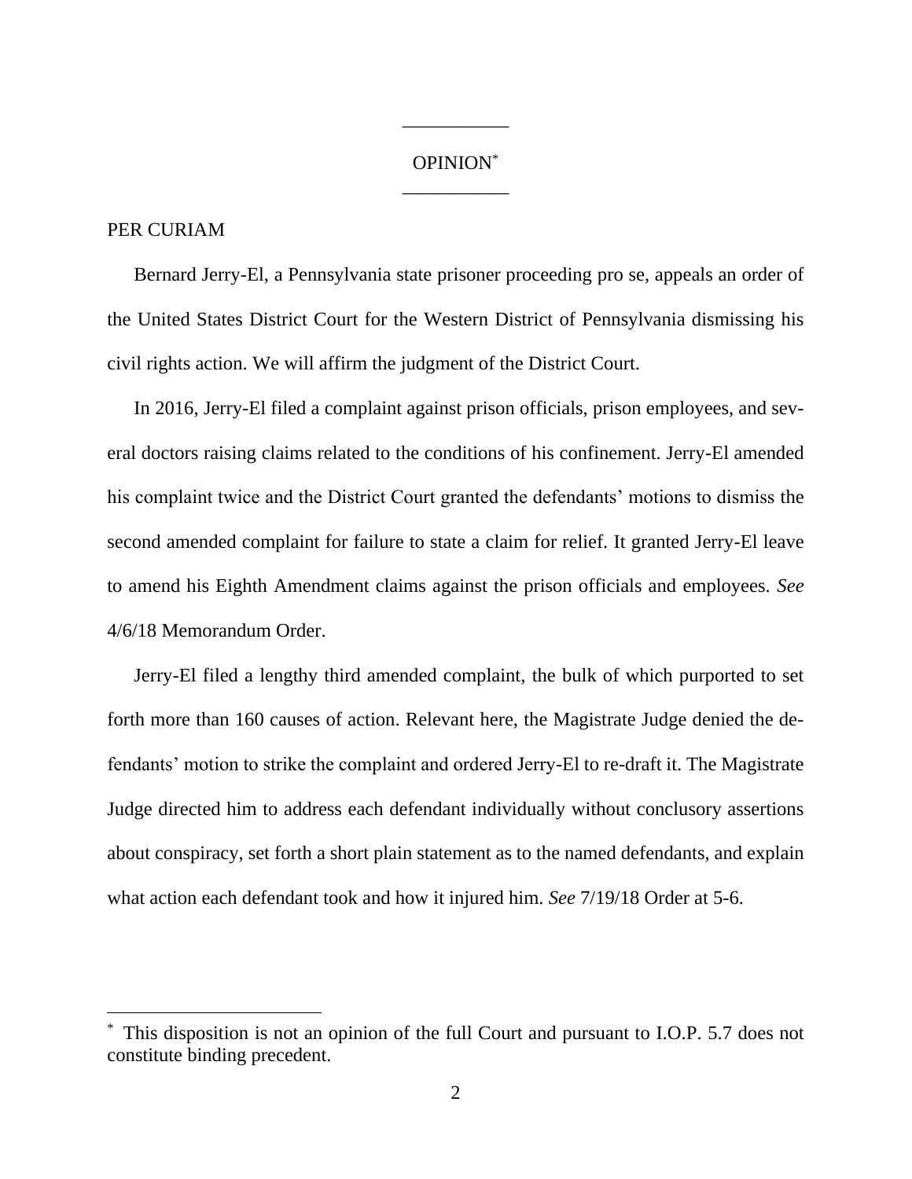OPINION[*]

PER CURIAM

Bernard Jerry-El, a Pennsylvania state prisoner proceeding pro se, appeals an order of the United States District Court for the Western District of Pennsylvania dismissing his civil rights action. We will affirm the judgment of the District Court.

In 2016, Jerry-El filed a complaint against prison officials, prison employees, and several doctors raising claims related to the conditions of his confinement. Jerry-El amended his complaint twice and the District Court granted the defendants' motions to dismiss the second amended complaint for failure to state a claim for relief. It granted Jerry-El leave to amend his Eighth Amendment claims against the prison officials and employees. *See* 4/6/18 Memorandum Order.

Jerry-El filed a lengthy third amended complaint, the bulk of which purported to set forth more than 160 causes of action. Relevant here, the Magistrate Judge denied the defendants' motion to strike the complaint and ordered Jerry-El to re-draft it. The Magistrate Judge directed him to address each defendant individually without conclusory assertions about conspiracy, set forth a short plain statement as to the named defendants, and explain what action each defendant took and how it injured him. *See* 7/19/18 Order at 5-6.

[*] This disposition is not an opinion of the full Court and pursuant to I.O.P. 5.7 does not constitute binding precedent.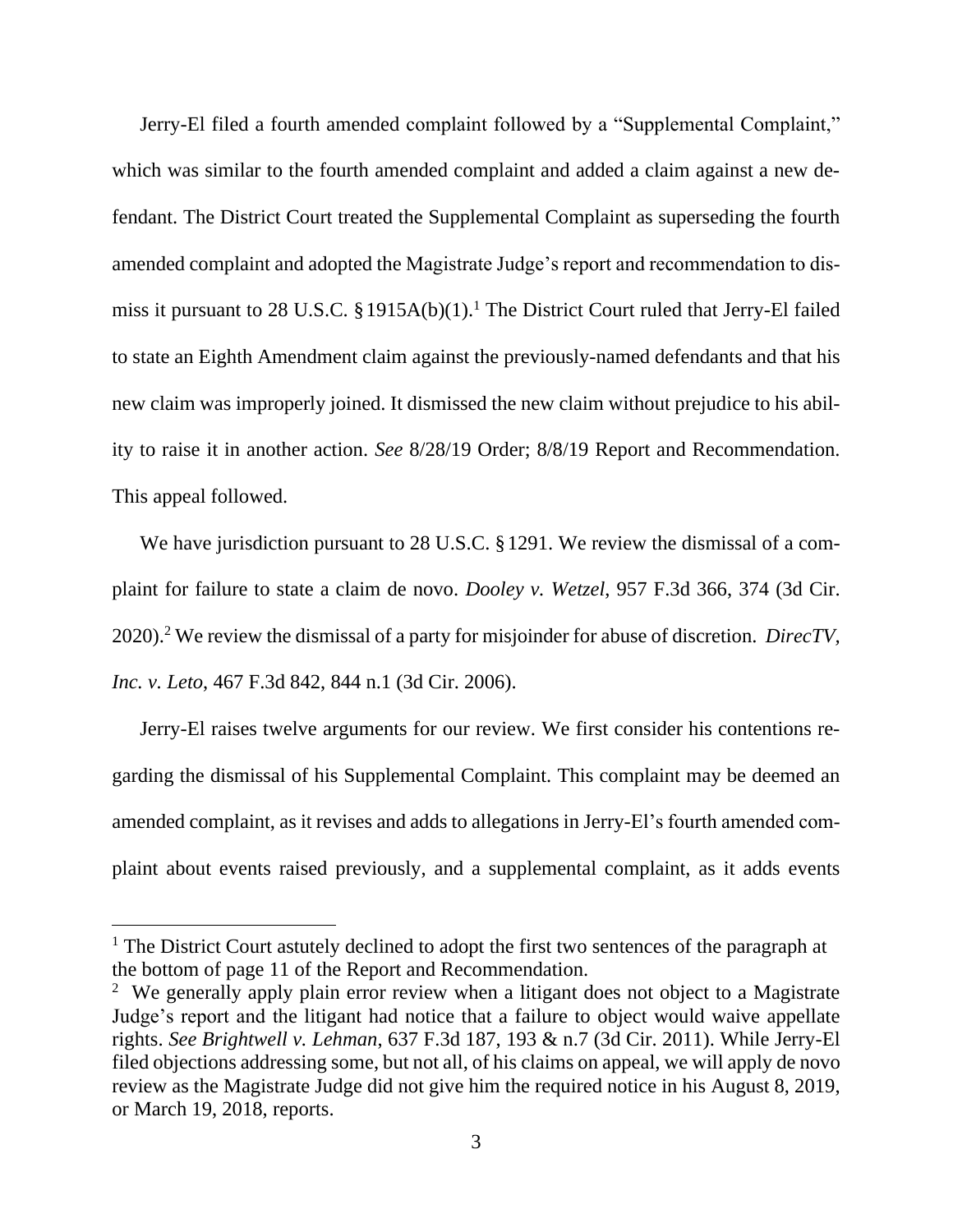Jerry-El filed a fourth amended complaint followed by a "Supplemental Complaint," which was similar to the fourth amended complaint and added a claim against a new defendant. The District Court treated the Supplemental Complaint as superseding the fourth amended complaint and adopted the Magistrate Judge's report and recommendation to dismiss it pursuant to 28 U.S.C. § 1915A(b)(1).[1] The District Court ruled that Jerry-El failed to state an Eighth Amendment claim against the previously-named defendants and that his new claim was improperly joined. It dismissed the new claim without prejudice to his ability to raise it in another action. *See* 8/28/19 Order; 8/8/19 Report and Recommendation. This appeal followed.

We have jurisdiction pursuant to 28 U.S.C. § 1291. We review the dismissal of a complaint for failure to state a claim de novo. *Dooley v. Wetzel*, 957 F.3d 366, 374 (3d Cir. 2020).[2] We review the dismissal of a party for misjoinder for abuse of discretion. *DirecTV, Inc. v. Leto*, 467 F.3d 842, 844 n.1 (3d Cir. 2006).

Jerry-El raises twelve arguments for our review. We first consider his contentions regarding the dismissal of his Supplemental Complaint. This complaint may be deemed an amended complaint, as it revises and adds to allegations in Jerry-El's fourth amended complaint about events raised previously, and a supplemental complaint, as it adds events

---

[1] The District Court astutely declined to adopt the first two sentences of the paragraph at the bottom of page 11 of the Report and Recommendation.

[2] We generally apply plain error review when a litigant does not object to a Magistrate Judge's report and the litigant had notice that a failure to object would waive appellate rights. *See Brightwell v. Lehman*, 637 F.3d 187, 193 & n.7 (3d Cir. 2011). While Jerry-El filed objections addressing some, but not all, of his claims on appeal, we will apply de novo review as the Magistrate Judge did not give him the required notice in his August 8, 2019, or March 19, 2018, reports.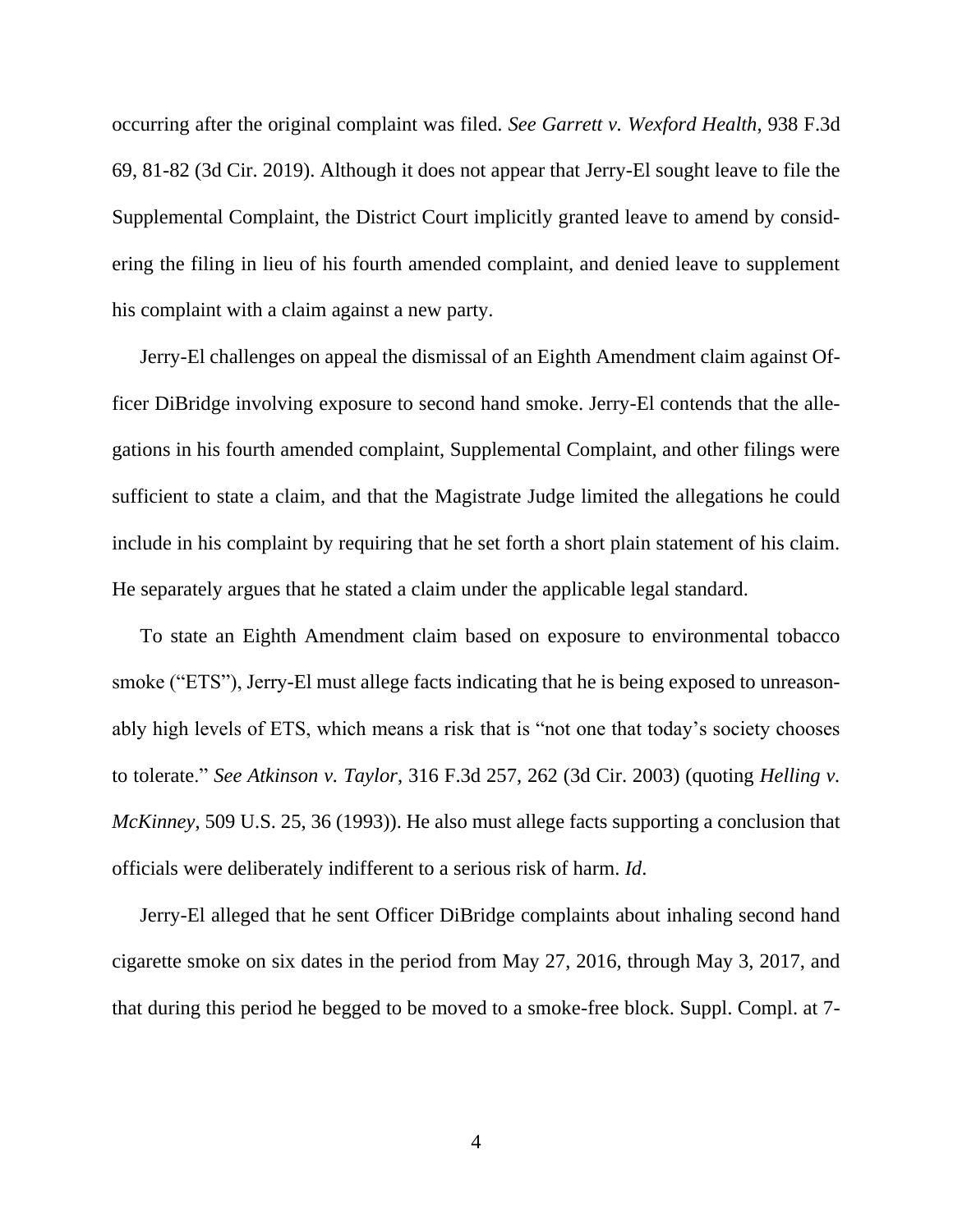occurring after the original complaint was filed. *See Garrett v. Wexford Health*, 938 F.3d 69, 81-82 (3d Cir. 2019). Although it does not appear that Jerry-El sought leave to file the Supplemental Complaint, the District Court implicitly granted leave to amend by considering the filing in lieu of his fourth amended complaint, and denied leave to supplement his complaint with a claim against a new party.

Jerry-El challenges on appeal the dismissal of an Eighth Amendment claim against Officer DiBridge involving exposure to second hand smoke. Jerry-El contends that the allegations in his fourth amended complaint, Supplemental Complaint, and other filings were sufficient to state a claim, and that the Magistrate Judge limited the allegations he could include in his complaint by requiring that he set forth a short plain statement of his claim. He separately argues that he stated a claim under the applicable legal standard.

To state an Eighth Amendment claim based on exposure to environmental tobacco smoke ("ETS"), Jerry-El must allege facts indicating that he is being exposed to unreasonably high levels of ETS, which means a risk that is "not one that today's society chooses to tolerate." *See Atkinson v. Taylor*, 316 F.3d 257, 262 (3d Cir. 2003) (quoting *Helling v. McKinney*, 509 U.S. 25, 36 (1993)). He also must allege facts supporting a conclusion that officials were deliberately indifferent to a serious risk of harm. *Id*.

Jerry-El alleged that he sent Officer DiBridge complaints about inhaling second hand cigarette smoke on six dates in the period from May 27, 2016, through May 3, 2017, and that during this period he begged to be moved to a smoke-free block. Suppl. Compl. at 7-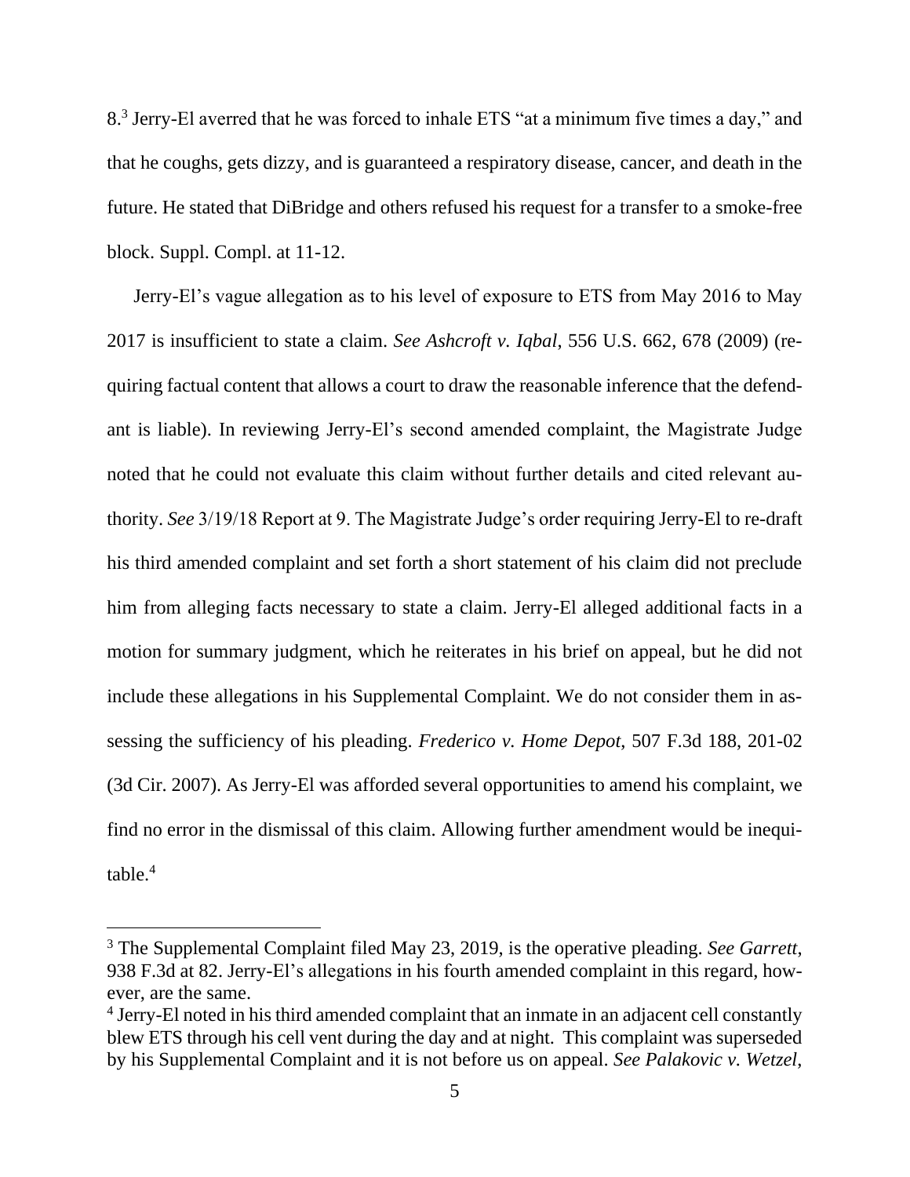8.[3] Jerry-El averred that he was forced to inhale ETS "at a minimum five times a day," and that he coughs, gets dizzy, and is guaranteed a respiratory disease, cancer, and death in the future. He stated that DiBridge and others refused his request for a transfer to a smoke-free block. Suppl. Compl. at 11-12.

Jerry-El's vague allegation as to his level of exposure to ETS from May 2016 to May 2017 is insufficient to state a claim. *See Ashcroft v. Iqbal*, 556 U.S. 662, 678 (2009) (requiring factual content that allows a court to draw the reasonable inference that the defendant is liable). In reviewing Jerry-El's second amended complaint, the Magistrate Judge noted that he could not evaluate this claim without further details and cited relevant authority. *See* 3/19/18 Report at 9. The Magistrate Judge's order requiring Jerry-El to re-draft his third amended complaint and set forth a short statement of his claim did not preclude him from alleging facts necessary to state a claim. Jerry-El alleged additional facts in a motion for summary judgment, which he reiterates in his brief on appeal, but he did not include these allegations in his Supplemental Complaint. We do not consider them in assessing the sufficiency of his pleading. *Frederico v. Home Depot*, 507 F.3d 188, 201-02 (3d Cir. 2007). As Jerry-El was afforded several opportunities to amend his complaint, we find no error in the dismissal of this claim. Allowing further amendment would be inequitable.[4]

---

[3] The Supplemental Complaint filed May 23, 2019, is the operative pleading. *See Garrett*, 938 F.3d at 82. Jerry-El's allegations in his fourth amended complaint in this regard, however, are the same.

[4] Jerry-El noted in his third amended complaint that an inmate in an adjacent cell constantly blew ETS through his cell vent during the day and at night. This complaint was superseded by his Supplemental Complaint and it is not before us on appeal. *See Palakovic v. Wetzel*,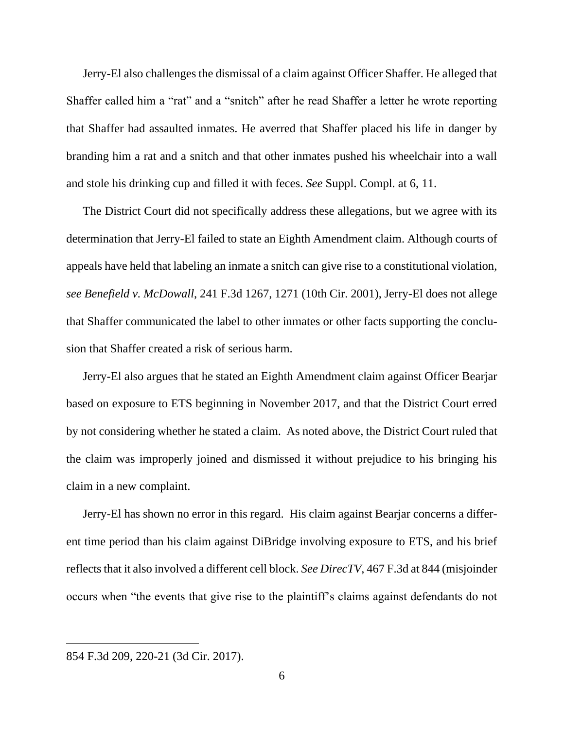Jerry-El also challenges the dismissal of a claim against Officer Shaffer. He alleged that Shaffer called him a "rat" and a "snitch" after he read Shaffer a letter he wrote reporting that Shaffer had assaulted inmates. He averred that Shaffer placed his life in danger by branding him a rat and a snitch and that other inmates pushed his wheelchair into a wall and stole his drinking cup and filled it with feces. *See* Suppl. Compl. at 6, 11.

The District Court did not specifically address these allegations, but we agree with its determination that Jerry-El failed to state an Eighth Amendment claim. Although courts of appeals have held that labeling an inmate a snitch can give rise to a constitutional violation, *see Benefield v. McDowall*, 241 F.3d 1267, 1271 (10th Cir. 2001), Jerry-El does not allege that Shaffer communicated the label to other inmates or other facts supporting the conclusion that Shaffer created a risk of serious harm.

Jerry-El also argues that he stated an Eighth Amendment claim against Officer Bearjar based on exposure to ETS beginning in November 2017, and that the District Court erred by not considering whether he stated a claim. As noted above, the District Court ruled that the claim was improperly joined and dismissed it without prejudice to his bringing his claim in a new complaint.

Jerry-El has shown no error in this regard. His claim against Bearjar concerns a different time period than his claim against DiBridge involving exposure to ETS, and his brief reflects that it also involved a different cell block. *See DirecTV*, 467 F.3d at 844 (misjoinder occurs when "the events that give rise to the plaintiff's claims against defendants do not

---

854 F.3d 209, 220-21 (3d Cir. 2017).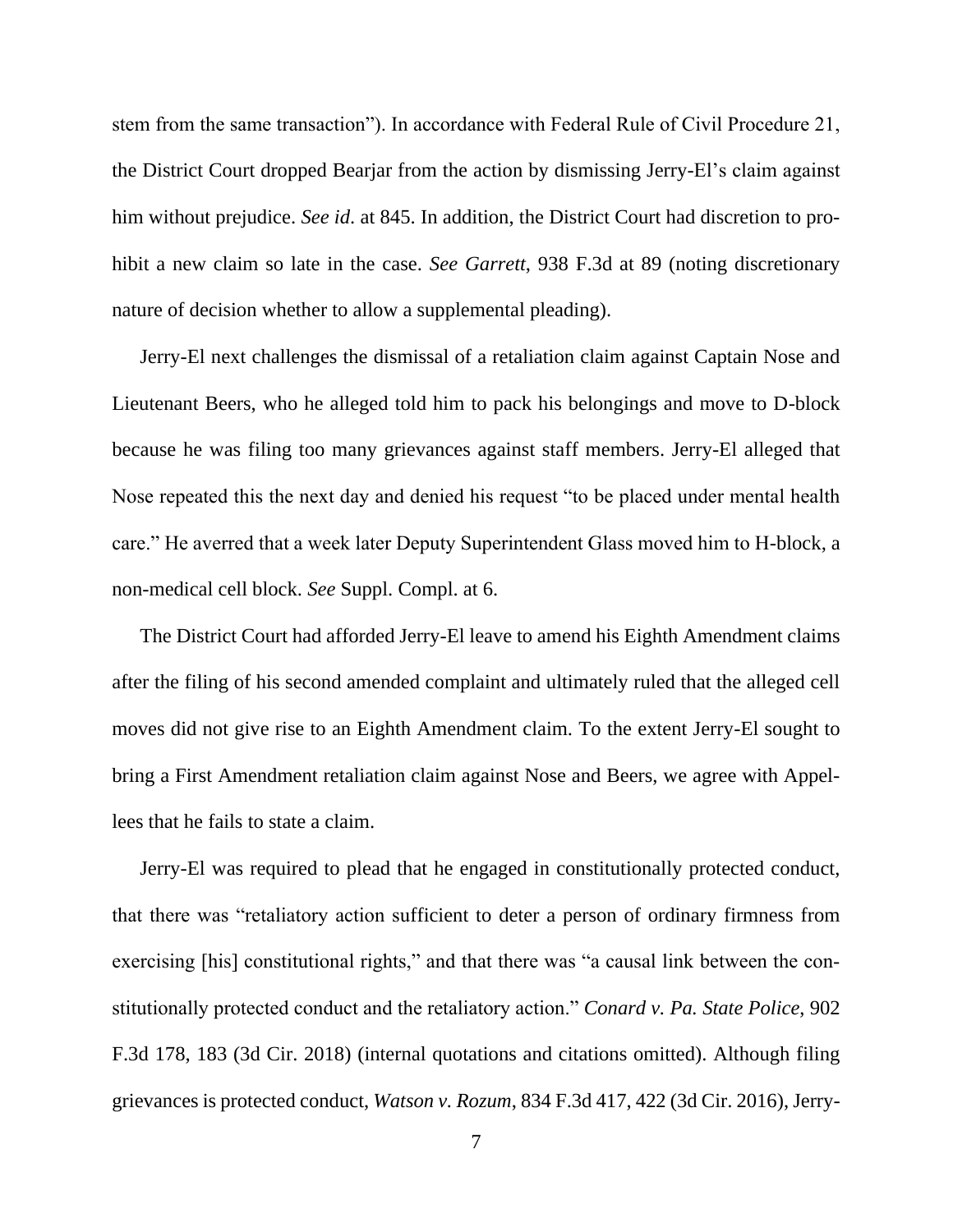stem from the same transaction"). In accordance with Federal Rule of Civil Procedure 21, the District Court dropped Bearjar from the action by dismissing Jerry-El's claim against him without prejudice. *See id*. at 845. In addition, the District Court had discretion to prohibit a new claim so late in the case. *See Garrett*, 938 F.3d at 89 (noting discretionary nature of decision whether to allow a supplemental pleading).

Jerry-El next challenges the dismissal of a retaliation claim against Captain Nose and Lieutenant Beers, who he alleged told him to pack his belongings and move to D-block because he was filing too many grievances against staff members. Jerry-El alleged that Nose repeated this the next day and denied his request "to be placed under mental health care." He averred that a week later Deputy Superintendent Glass moved him to H-block, a non-medical cell block. *See* Suppl. Compl. at 6.

The District Court had afforded Jerry-El leave to amend his Eighth Amendment claims after the filing of his second amended complaint and ultimately ruled that the alleged cell moves did not give rise to an Eighth Amendment claim. To the extent Jerry-El sought to bring a First Amendment retaliation claim against Nose and Beers, we agree with Appellees that he fails to state a claim.

Jerry-El was required to plead that he engaged in constitutionally protected conduct, that there was "retaliatory action sufficient to deter a person of ordinary firmness from exercising [his] constitutional rights," and that there was "a causal link between the constitutionally protected conduct and the retaliatory action." *Conard v. Pa. State Police*, 902 F.3d 178, 183 (3d Cir. 2018) (internal quotations and citations omitted). Although filing grievances is protected conduct, *Watson v. Rozum*, 834 F.3d 417, 422 (3d Cir. 2016), Jerry-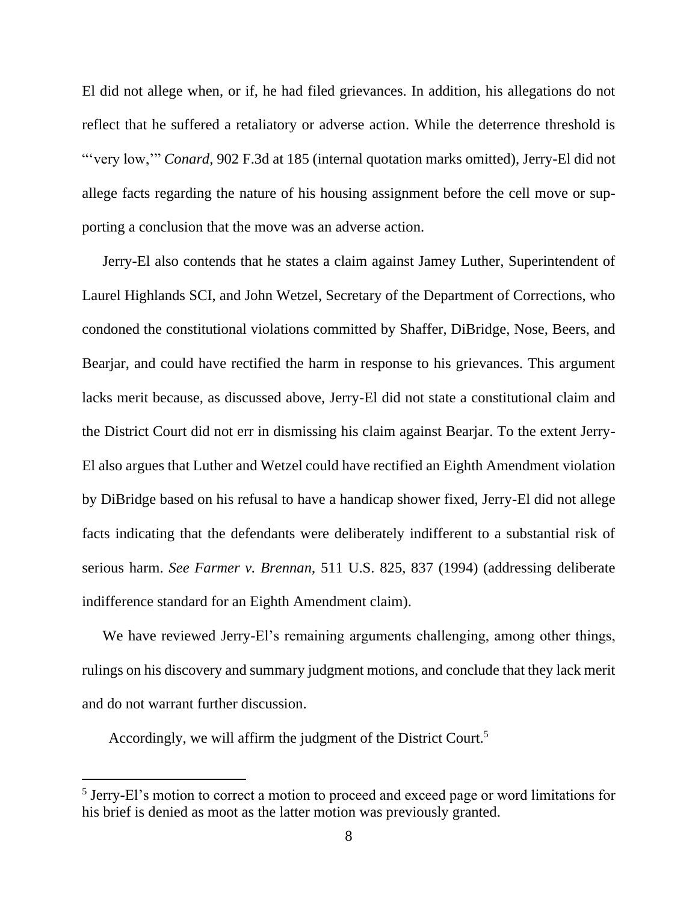El did not allege when, or if, he had filed grievances. In addition, his allegations do not reflect that he suffered a retaliatory or adverse action. While the deterrence threshold is "'very low,'" *Conard*, 902 F.3d at 185 (internal quotation marks omitted), Jerry-El did not allege facts regarding the nature of his housing assignment before the cell move or supporting a conclusion that the move was an adverse action.

Jerry-El also contends that he states a claim against Jamey Luther, Superintendent of Laurel Highlands SCI, and John Wetzel, Secretary of the Department of Corrections, who condoned the constitutional violations committed by Shaffer, DiBridge, Nose, Beers, and Bearjar, and could have rectified the harm in response to his grievances. This argument lacks merit because, as discussed above, Jerry-El did not state a constitutional claim and the District Court did not err in dismissing his claim against Bearjar. To the extent Jerry-El also argues that Luther and Wetzel could have rectified an Eighth Amendment violation by DiBridge based on his refusal to have a handicap shower fixed, Jerry-El did not allege facts indicating that the defendants were deliberately indifferent to a substantial risk of serious harm. *See Farmer v. Brennan*, 511 U.S. 825, 837 (1994) (addressing deliberate indifference standard for an Eighth Amendment claim).

We have reviewed Jerry-El's remaining arguments challenging, among other things, rulings on his discovery and summary judgment motions, and conclude that they lack merit and do not warrant further discussion.

Accordingly, we will affirm the judgment of the District Court.[5]

---

[5] Jerry-El's motion to correct a motion to proceed and exceed page or word limitations for his brief is denied as moot as the latter motion was previously granted.